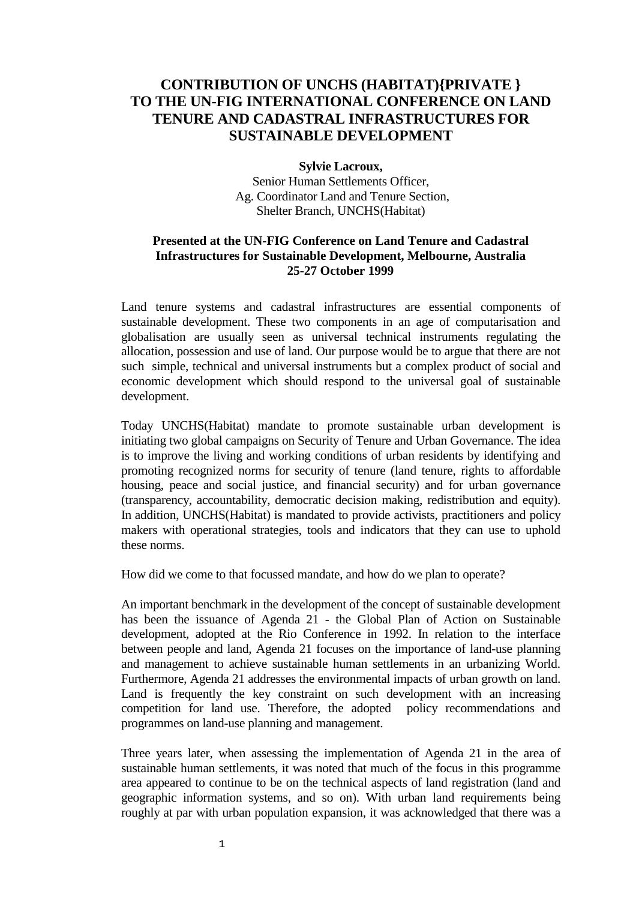# CONTRIBUTION OF UNCHS (HABITAT){PRIVATE } TO THE UN-FIG INTERNATIONAL CONFERENCE ON LAND TENURE AND CADASTRAL INFRASTRUCTURES FOR SUSTAINABLE DEVELOPMENT

**Sylvie Lacroux,**
Senior Human Settlements Officer,
Ag. Coordinator Land and Tenure Section,
Shelter Branch, UNCHS(Habitat)

**Presented at the UN-FIG Conference on Land Tenure and Cadastral Infrastructures for Sustainable Development, Melbourne, Australia 25-27 October 1999**

Land tenure systems and cadastral infrastructures are essential components of sustainable development. These two components in an age of computarisation and globalisation are usually seen as universal technical instruments regulating the allocation, possession and use of land. Our purpose would be to argue that there are not such simple, technical and universal instruments but a complex product of social and economic development which should respond to the universal goal of sustainable development.

Today UNCHS(Habitat) mandate to promote sustainable urban development is initiating two global campaigns on Security of Tenure and Urban Governance. The idea is to improve the living and working conditions of urban residents by identifying and promoting recognized norms for security of tenure (land tenure, rights to affordable housing, peace and social justice, and financial security) and for urban governance (transparency, accountability, democratic decision making, redistribution and equity). In addition, UNCHS(Habitat) is mandated to provide activists, practitioners and policy makers with operational strategies, tools and indicators that they can use to uphold these norms.

How did we come to that focussed mandate, and how do we plan to operate?

An important benchmark in the development of the concept of sustainable development has been the issuance of Agenda 21 - the Global Plan of Action on Sustainable development, adopted at the Rio Conference in 1992. In relation to the interface between people and land, Agenda 21 focuses on the importance of land-use planning and management to achieve sustainable human settlements in an urbanizing World. Furthermore, Agenda 21 addresses the environmental impacts of urban growth on land. Land is frequently the key constraint on such development with an increasing competition for land use. Therefore, the adopted policy recommendations and programmes on land-use planning and management.

Three years later, when assessing the implementation of Agenda 21 in the area of sustainable human settlements, it was noted that much of the focus in this programme area appeared to continue to be on the technical aspects of land registration (land and geographic information systems, and so on). With urban land requirements being roughly at par with urban population expansion, it was acknowledged that there was a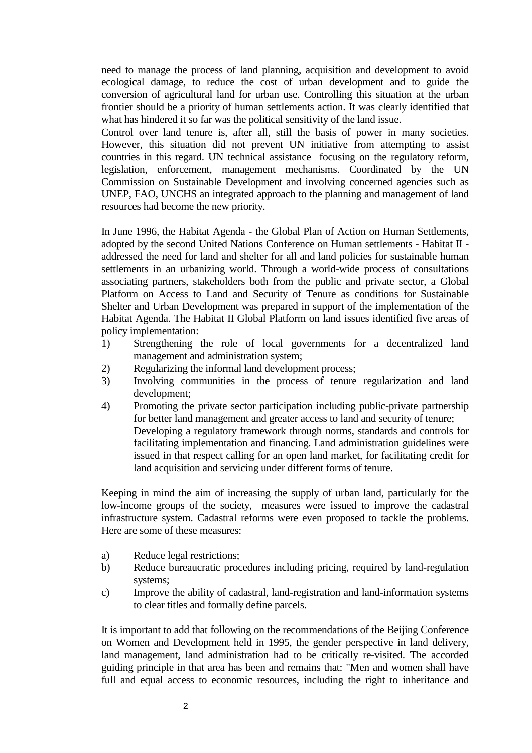need to manage the process of land planning, acquisition and development to avoid ecological damage, to reduce the cost of urban development and to guide the conversion of agricultural land for urban use. Controlling this situation at the urban frontier should be a priority of human settlements action. It was clearly identified that what has hindered it so far was the political sensitivity of the land issue.

Control over land tenure is, after all, still the basis of power in many societies. However, this situation did not prevent UN initiative from attempting to assist countries in this regard. UN technical assistance focusing on the regulatory reform, legislation, enforcement, management mechanisms. Coordinated by the UN Commission on Sustainable Development and involving concerned agencies such as UNEP, FAO, UNCHS an integrated approach to the planning and management of land resources had become the new priority.

In June 1996, the Habitat Agenda - the Global Plan of Action on Human Settlements, adopted by the second United Nations Conference on Human settlements - Habitat II - addressed the need for land and shelter for all and land policies for sustainable human settlements in an urbanizing world. Through a world-wide process of consultations associating partners, stakeholders both from the public and private sector, a Global Platform on Access to Land and Security of Tenure as conditions for Sustainable Shelter and Urban Development was prepared in support of the implementation of the Habitat Agenda. The Habitat II Global Platform on land issues identified five areas of policy implementation:

1) Strengthening the role of local governments for a decentralized land management and administration system;
2) Regularizing the informal land development process;
3) Involving communities in the process of tenure regularization and land development;
4) Promoting the private sector participation including public-private partnership for better land management and greater access to land and security of tenure;
   Developing a regulatory framework through norms, standards and controls for facilitating implementation and financing. Land administration guidelines were issued in that respect calling for an open land market, for facilitating credit for land acquisition and servicing under different forms of tenure.

Keeping in mind the aim of increasing the supply of urban land, particularly for the low-income groups of the society, measures were issued to improve the cadastral infrastructure system. Cadastral reforms were even proposed to tackle the problems. Here are some of these measures:

a) Reduce legal restrictions;
b) Reduce bureaucratic procedures including pricing, required by land-regulation systems;
c) Improve the ability of cadastral, land-registration and land-information systems to clear titles and formally define parcels.

It is important to add that following on the recommendations of the Beijing Conference on Women and Development held in 1995, the gender perspective in land delivery, land management, land administration had to be critically re-visited. The accorded guiding principle in that area has been and remains that: "Men and women shall have full and equal access to economic resources, including the right to inheritance and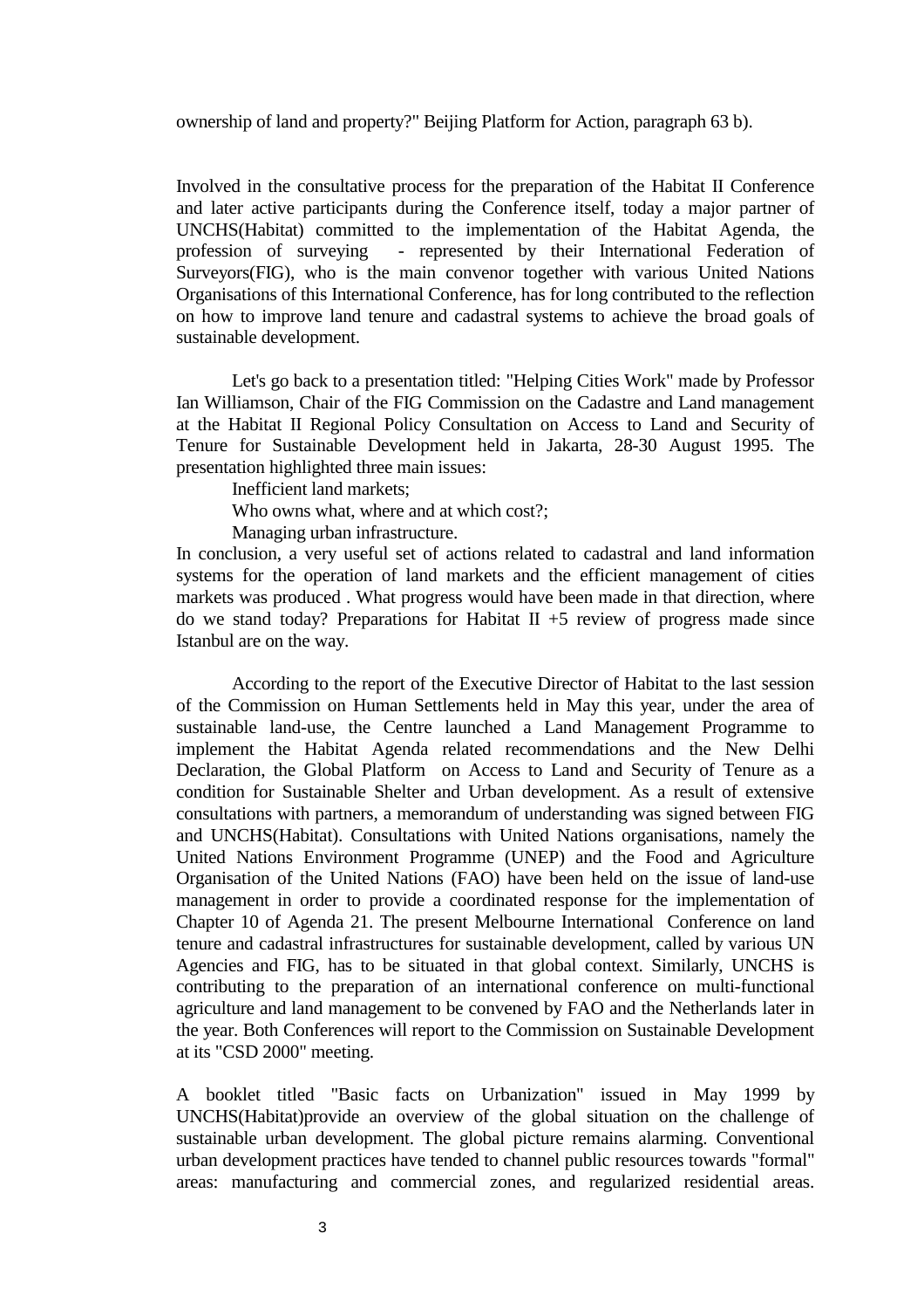ownership of land and property?" Beijing Platform for Action, paragraph 63 b).

Involved in the consultative process for the preparation of the Habitat II Conference and later active participants during the Conference itself, today a major partner of UNCHS(Habitat) committed to the implementation of the Habitat Agenda, the profession of surveying - represented by their International Federation of Surveyors(FIG), who is the main convenor together with various United Nations Organisations of this International Conference, has for long contributed to the reflection on how to improve land tenure and cadastral systems to achieve the broad goals of sustainable development.

Let's go back to a presentation titled: "Helping Cities Work" made by Professor Ian Williamson, Chair of the FIG Commission on the Cadastre and Land management at the Habitat II Regional Policy Consultation on Access to Land and Security of Tenure for Sustainable Development held in Jakarta, 28-30 August 1995. The presentation highlighted three main issues:

Inefficient land markets;

Who owns what, where and at which cost?;

Managing urban infrastructure.

In conclusion, a very useful set of actions related to cadastral and land information systems for the operation of land markets and the efficient management of cities markets was produced . What progress would have been made in that direction, where do we stand today? Preparations for Habitat II +5 review of progress made since Istanbul are on the way.

According to the report of the Executive Director of Habitat to the last session of the Commission on Human Settlements held in May this year, under the area of sustainable land-use, the Centre launched a Land Management Programme to implement the Habitat Agenda related recommendations and the New Delhi Declaration, the Global Platform on Access to Land and Security of Tenure as a condition for Sustainable Shelter and Urban development. As a result of extensive consultations with partners, a memorandum of understanding was signed between FIG and UNCHS(Habitat). Consultations with United Nations organisations, namely the United Nations Environment Programme (UNEP) and the Food and Agriculture Organisation of the United Nations (FAO) have been held on the issue of land-use management in order to provide a coordinated response for the implementation of Chapter 10 of Agenda 21. The present Melbourne International Conference on land tenure and cadastral infrastructures for sustainable development, called by various UN Agencies and FIG, has to be situated in that global context. Similarly, UNCHS is contributing to the preparation of an international conference on multi-functional agriculture and land management to be convened by FAO and the Netherlands later in the year. Both Conferences will report to the Commission on Sustainable Development at its "CSD 2000" meeting.

A booklet titled "Basic facts on Urbanization" issued in May 1999 by UNCHS(Habitat)provide an overview of the global situation on the challenge of sustainable urban development. The global picture remains alarming. Conventional urban development practices have tended to channel public resources towards "formal" areas: manufacturing and commercial zones, and regularized residential areas.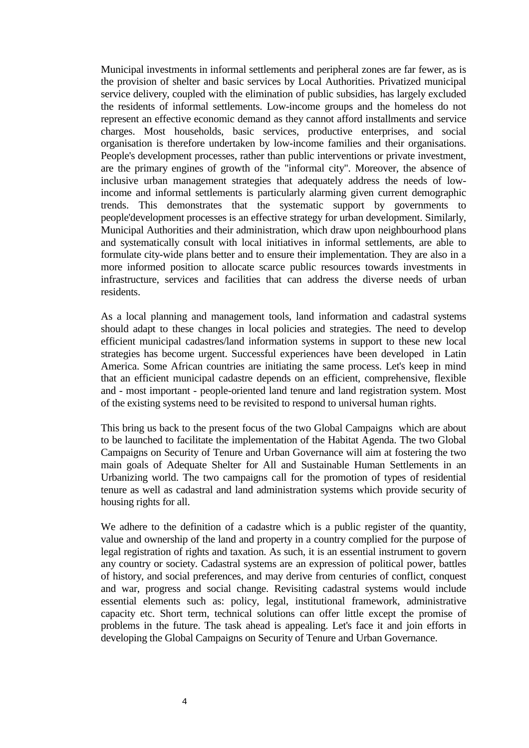Municipal investments in informal settlements and peripheral zones are far fewer, as is the provision of shelter and basic services by Local Authorities. Privatized municipal service delivery, coupled with the elimination of public subsidies, has largely excluded the residents of informal settlements. Low-income groups and the homeless do not represent an effective economic demand as they cannot afford installments and service charges. Most households, basic services, productive enterprises, and social organisation is therefore undertaken by low-income families and their organisations. People's development processes, rather than public interventions or private investment, are the primary engines of growth of the "informal city". Moreover, the absence of inclusive urban management strategies that adequately address the needs of low-income and informal settlements is particularly alarming given current demographic trends. This demonstrates that the systematic support by governments to people'development processes is an effective strategy for urban development. Similarly, Municipal Authorities and their administration, which draw upon neighbourhood plans and systematically consult with local initiatives in informal settlements, are able to formulate city-wide plans better and to ensure their implementation. They are also in a more informed position to allocate scarce public resources towards investments in infrastructure, services and facilities that can address the diverse needs of urban residents.

As a local planning and management tools, land information and cadastral systems should adapt to these changes in local policies and strategies. The need to develop efficient municipal cadastres/land information systems in support to these new local strategies has become urgent. Successful experiences have been developed in Latin America. Some African countries are initiating the same process. Let's keep in mind that an efficient municipal cadastre depends on an efficient, comprehensive, flexible and - most important - people-oriented land tenure and land registration system. Most of the existing systems need to be revisited to respond to universal human rights.

This bring us back to the present focus of the two Global Campaigns which are about to be launched to facilitate the implementation of the Habitat Agenda. The two Global Campaigns on Security of Tenure and Urban Governance will aim at fostering the two main goals of Adequate Shelter for All and Sustainable Human Settlements in an Urbanizing world. The two campaigns call for the promotion of types of residential tenure as well as cadastral and land administration systems which provide security of housing rights for all.

We adhere to the definition of a cadastre which is a public register of the quantity, value and ownership of the land and property in a country complied for the purpose of legal registration of rights and taxation. As such, it is an essential instrument to govern any country or society. Cadastral systems are an expression of political power, battles of history, and social preferences, and may derive from centuries of conflict, conquest and war, progress and social change. Revisiting cadastral systems would include essential elements such as: policy, legal, institutional framework, administrative capacity etc. Short term, technical solutions can offer little except the promise of problems in the future. The task ahead is appealing. Let's face it and join efforts in developing the Global Campaigns on Security of Tenure and Urban Governance.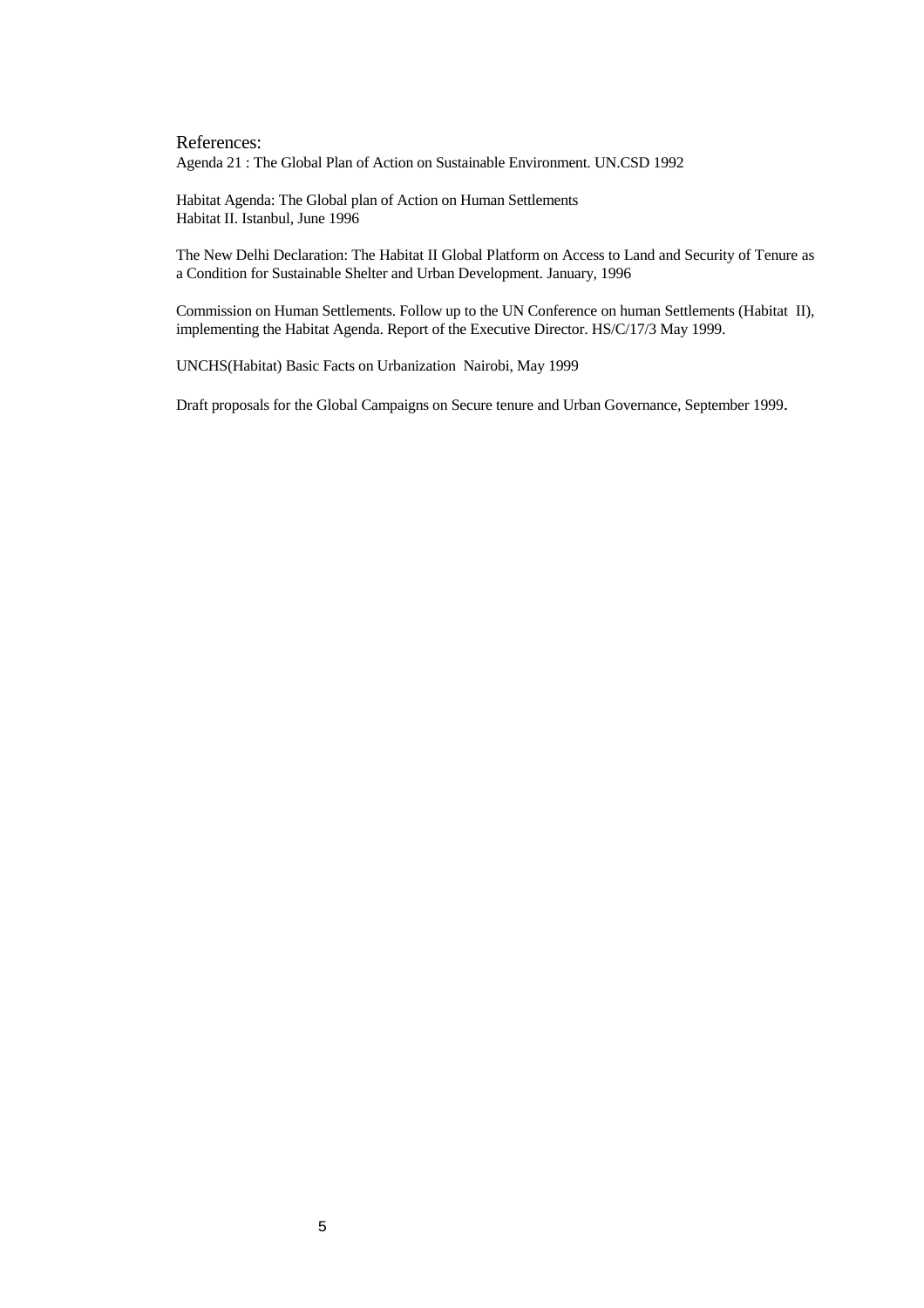References:

Agenda 21 : The Global Plan of Action on Sustainable Environment. UN.CSD 1992

Habitat Agenda: The Global plan of Action on Human Settlements
Habitat II. Istanbul, June 1996

The New Delhi Declaration: The Habitat II Global Platform on Access to Land and Security of Tenure as a Condition for Sustainable Shelter and Urban Development. January, 1996

Commission on Human Settlements. Follow up to the UN Conference on human Settlements (Habitat II), implementing the Habitat Agenda. Report of the Executive Director. HS/C/17/3 May 1999.

UNCHS(Habitat) Basic Facts on Urbanization Nairobi, May 1999

Draft proposals for the Global Campaigns on Secure tenure and Urban Governance, September 1999.